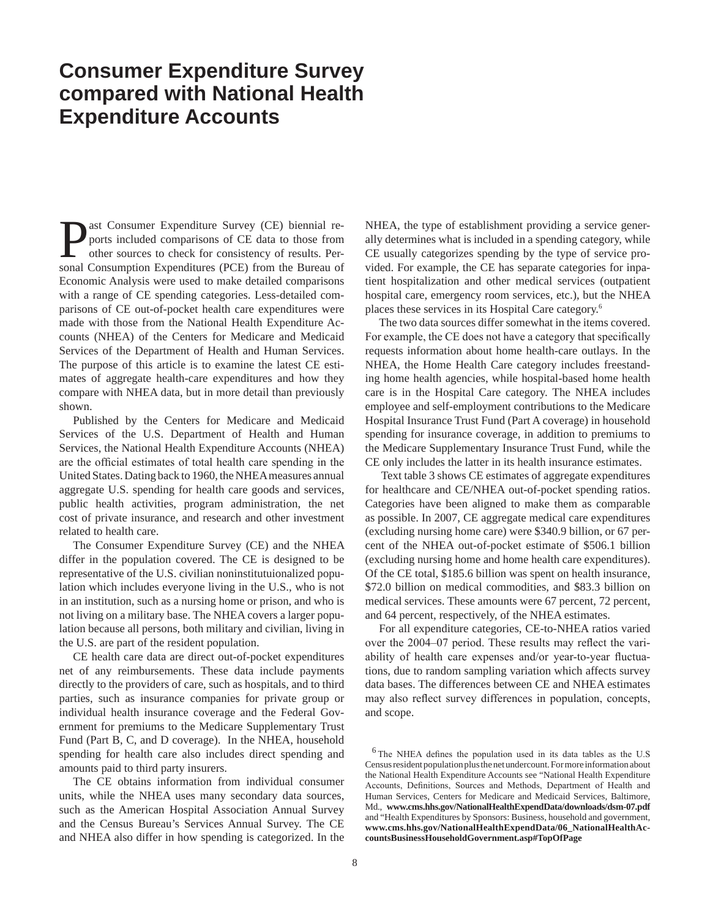# Consumer Expenditure Survey compared with National Health Expenditure Accounts

Past Consumer Expenditure Survey (CE) biennial reports included comparisons of CE data to those from other sources to check for consistency of results. Personal Consumption Expenditures (PCE) from the Bureau of Economic Analysis were used to make detailed comparisons with a range of CE spending categories. Less-detailed comparisons of CE out-of-pocket health care expenditures were made with those from the National Health Expenditure Accounts (NHEA) of the Centers for Medicare and Medicaid Services of the Department of Health and Human Services. The purpose of this article is to examine the latest CE estimates of aggregate health-care expenditures and how they compare with NHEA data, but in more detail than previously shown.

Published by the Centers for Medicare and Medicaid Services of the U.S. Department of Health and Human Services, the National Health Expenditure Accounts (NHEA) are the official estimates of total health care spending in the United States. Dating back to 1960, the NHEA measures annual aggregate U.S. spending for health care goods and services, public health activities, program administration, the net cost of private insurance, and research and other investment related to health care.

The Consumer Expenditure Survey (CE) and the NHEA differ in the population covered. The CE is designed to be representative of the U.S. civilian noninstitutuionalized population which includes everyone living in the U.S., who is not in an institution, such as a nursing home or prison, and who is not living on a military base. The NHEA covers a larger population because all persons, both military and civilian, living in the U.S. are part of the resident population.

CE health care data are direct out-of-pocket expenditures net of any reimbursements. These data include payments directly to the providers of care, such as hospitals, and to third parties, such as insurance companies for private group or individual health insurance coverage and the Federal Government for premiums to the Medicare Supplementary Trust Fund (Part B, C, and D coverage). In the NHEA, household spending for health care also includes direct spending and amounts paid to third party insurers.

The CE obtains information from individual consumer units, while the NHEA uses many secondary data sources, such as the American Hospital Association Annual Survey and the Census Bureau's Services Annual Survey. The CE and NHEA also differ in how spending is categorized. In the NHEA, the type of establishment providing a service generally determines what is included in a spending category, while CE usually categorizes spending by the type of service provided. For example, the CE has separate categories for inpatient hospitalization and other medical services (outpatient hospital care, emergency room services, etc.), but the NHEA places these services in its Hospital Care category.[6]

The two data sources differ somewhat in the items covered. For example, the CE does not have a category that specifically requests information about home health-care outlays. In the NHEA, the Home Health Care category includes freestanding home health agencies, while hospital-based home health care is in the Hospital Care category. The NHEA includes employee and self-employment contributions to the Medicare Hospital Insurance Trust Fund (Part A coverage) in household spending for insurance coverage, in addition to premiums to the Medicare Supplementary Insurance Trust Fund, while the CE only includes the latter in its health insurance estimates.

Text table 3 shows CE estimates of aggregate expenditures for healthcare and CE/NHEA out-of-pocket spending ratios. Categories have been aligned to make them as comparable as possible. In 2007, CE aggregate medical care expenditures (excluding nursing home care) were $340.9 billion, or 67 percent of the NHEA out-of-pocket estimate of $506.1 billion (excluding nursing home and home health care expenditures). Of the CE total, $185.6 billion was spent on health insurance, $72.0 billion on medical commodities, and $83.3 billion on medical services. These amounts were 67 percent, 72 percent, and 64 percent, respectively, of the NHEA estimates.

For all expenditure categories, CE-to-NHEA ratios varied over the 2004–07 period. These results may reflect the variability of health care expenses and/or year-to-year fluctuations, due to random sampling variation which affects survey data bases. The differences between CE and NHEA estimates may also reflect survey differences in population, concepts, and scope.

[6] The NHEA defines the population used in its data tables as the U.S Census resident population plus the net undercount. For more information about the National Health Expenditure Accounts see "National Health Expenditure Accounts, Definitions, Sources and Methods, Department of Health and Human Services, Centers for Medicare and Medicaid Services, Baltimore, Md., **www.cms.hhs.gov/NationalHealthExpendData/downloads/dsm-07.pdf** and "Health Expenditures by Sponsors: Business, household and government, **www.cms.hhs.gov/NationalHealthExpendData/06_NationalHealthAccountsBusinessHouseholdGovernment.asp#TopOfPage**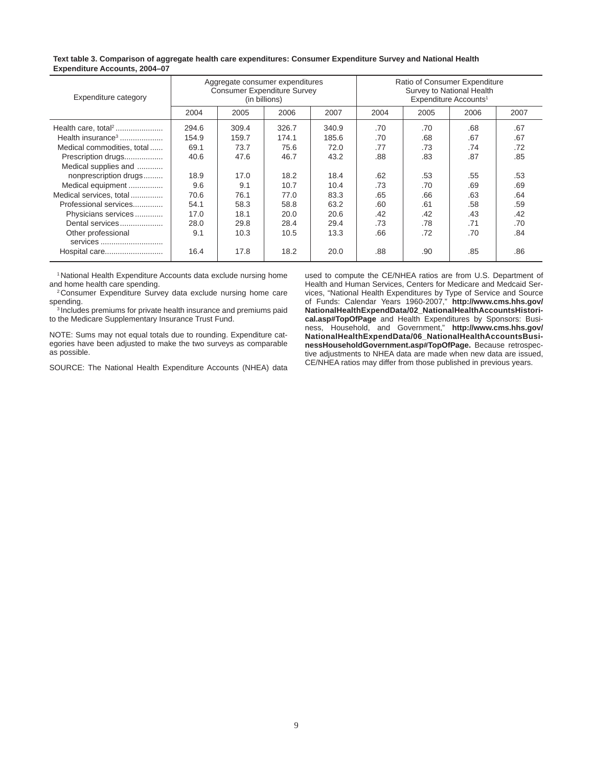**Text table 3. Comparison of aggregate health care expenditures: Consumer Expenditure Survey and National Health Expenditure Accounts, 2004–07**

| Expenditure category | Aggregate consumer expenditures Consumer Expenditure Survey (in billions) | | | | Ratio of Consumer Expenditure Survey to National Health Expenditure Accounts[1] | | | |
|---|---|---|---|---|---|---|---|---|
| | 2004 | 2005 | 2006 | 2007 | 2004 | 2005 | 2006 | 2007 |
| Health care, total[2] | 294.6 | 309.4 | 326.7 | 340.9 | .70 | .70 | .68 | .67 |
| Health insurance[3] | 154.9 | 159.7 | 174.1 | 185.6 | .70 | .68 | .67 | .67 |
| Medical commodities, total | 69.1 | 73.7 | 75.6 | 72.0 | .77 | .73 | .74 | .72 |
| Prescription drugs | 40.6 | 47.6 | 46.7 | 43.2 | .88 | .83 | .87 | .85 |
| Medical supplies and nonprescription drugs | 18.9 | 17.0 | 18.2 | 18.4 | .62 | .53 | .55 | .53 |
| Medical equipment | 9.6 | 9.1 | 10.7 | 10.4 | .73 | .70 | .69 | .69 |
| Medical services, total | 70.6 | 76.1 | 77.0 | 83.3 | .65 | .66 | .63 | .64 |
| Professional services | 54.1 | 58.3 | 58.8 | 63.2 | .60 | .61 | .58 | .59 |
| Physicians services | 17.0 | 18.1 | 20.0 | 20.6 | .42 | .42 | .43 | .42 |
| Dental services | 28.0 | 29.8 | 28.4 | 29.4 | .73 | .78 | .71 | .70 |
| Other professional services | 9.1 | 10.3 | 10.5 | 13.3 | .66 | .72 | .70 | .84 |
| Hospital care | 16.4 | 17.8 | 18.2 | 20.0 | .88 | .90 | .85 | .86 |

[1] National Health Expenditure Accounts data exclude nursing home and home health care spending.

[2] Consumer Expenditure Survey data exclude nursing home care spending.

[3] Includes premiums for private health insurance and premiums paid to the Medicare Supplementary Insurance Trust Fund.

NOTE: Sums may not equal totals due to rounding. Expenditure categories have been adjusted to make the two surveys as comparable as possible.

SOURCE: The National Health Expenditure Accounts (NHEA) data used to compute the CE/NHEA ratios are from U.S. Department of Health and Human Services, Centers for Medicare and Medcaid Services, "National Health Expenditures by Type of Service and Source of Funds: Calendar Years 1960-2007," **http://www.cms.hhs.gov/NationalHealthExpendData/02_NationalHealthAccountsHistorical.asp#TopOfPage** and Health Expenditures by Sponsors: Business, Household, and Government," **http://www.cms.hhs.gov/NationalHealthExpendData/06_NationalHealthAccountsBusinessHouseholdGovernment.asp#TopOfPage.** Because retrospective adjustments to NHEA data are made when new data are issued, CE/NHEA ratios may differ from those published in previous years.